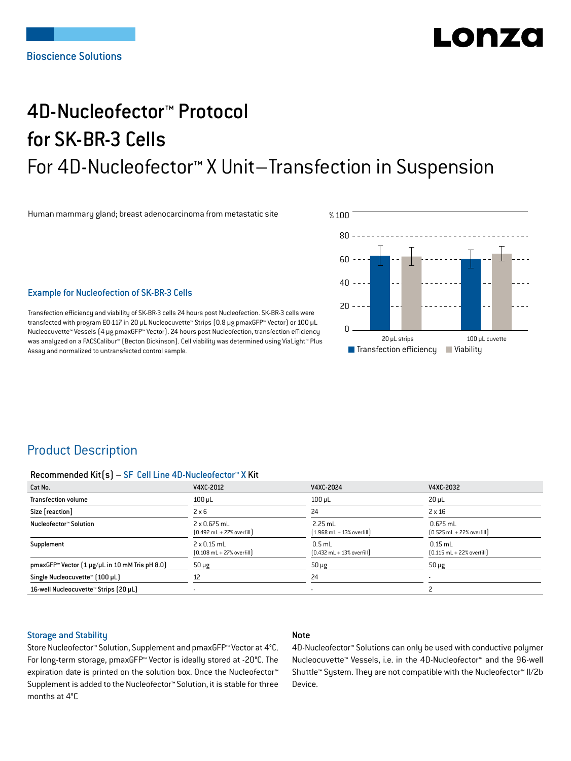Bioscience Solutions

# 4D-Nucleofector™ Protocol for SK-BR-3 Cells

## For 4D-Nucleofector™ X Unit–Transfection in Suspension

Human mammary gland; breast adenocarcinoma from metastatic site

### Example for Nucleofection of SK-BR-3 Cells

Transfection efficiency and viability of SK-BR-3 cells 24 hours post Nucleofection. SK-BR-3 cells were transfected with program EO-117 in 20 µL Nucleocuvette™ Strips (0.8 µg pmaxGFP™ Vector) or 100 µL Nucleocuvette™ Vessels (4 µg pmaxGFP™ Vector). 24 hours post Nucleofection, transfection efficiency was analyzed on a FACSCalibur™ (Becton Dickinson). Cell viability was determined using ViaLight™ Plus Assay and normalized to untransfected control sample.

## Product Description

**Recommended Kit(s) – SF Cell Line 4D-Nucleofector™ X Kit**

| Cat No. | V4XC-2012 | V4XC-2024 | V4XC-2032 |
|---|---|---|---|
| Transfection volume | 100 µL | 100 µL | 20 µL |
| Size [reaction] | 2 x 6 | 24 | 2 x 16 |
| Nucleofector™ Solution | 2 x 0.675 mL (0.492 mL + 27% overfill) | 2.25 mL (1.968 mL + 13% overfill) | 0.675 mL (0.525 mL + 22% overfill) |
| Supplement | 2 x 0.15 mL (0.108 mL + 27% overfill) | 0.5 mL (0.432 mL + 13% overfill) | 0.15 mL (0.115 mL + 22% overfill) |
| pmaxGFP™ Vector (1 µg/µL in 10 mM Tris pH 8.0) | 50 µg | 50 µg | 50 µg |
| Single Nucleocuvette™ (100 µL) | 12 | 24 | - |
| 16-well Nucleocuvette™ Strips (20 µL) | - | - | 2 |

### Storage and Stability

Store Nucleofector™ Solution, Supplement and pmaxGFP™ Vector at 4°C. For long-term storage, pmaxGFP™ Vector is ideally stored at -20°C. The expiration date is printed on the solution box. Once the Nucleofector™ Supplement is added to the Nucleofector™ Solution, it is stable for three months at 4°C

### Note

4D-Nucleofector™ Solutions can only be used with conductive polymer Nucleocuvette™ Vessels, i.e. in the 4D-Nucleofector™ and the 96-well Shuttle™ System. They are not compatible with the Nucleofector™ II/2b Device.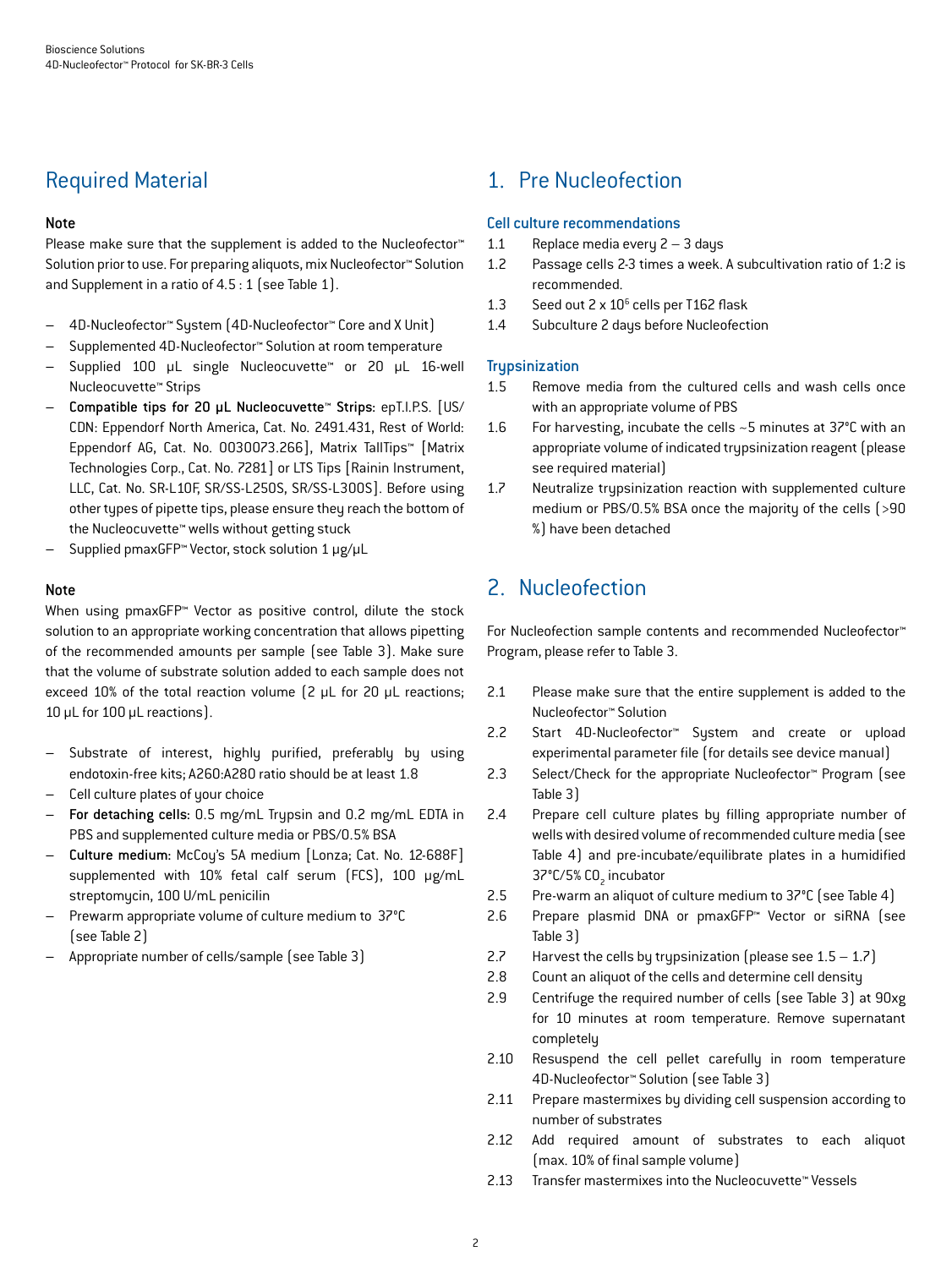## Required Material

### Note

Please make sure that the supplement is added to the Nucleofector™ Solution prior to use. For preparing aliquots, mix Nucleofector™ Solution and Supplement in a ratio of 4.5 : 1 (see Table 1).

- 4D-Nucleofector™ System (4D-Nucleofector™ Core and X Unit)
- Supplemented 4D-Nucleofector™ Solution at room temperature
- Supplied 100 µL single Nucleocuvette™ or 20 µL 16-well Nucleocuvette™ Strips
- **Compatible tips for 20 µL Nucleocuvette™ Strips:** epT.I.P.S. [US/CDN: Eppendorf North America, Cat. No. 2491.431, Rest of World: Eppendorf AG, Cat. No. 0030073.266], Matrix TallTips™ [Matrix Technologies Corp., Cat. No. 7281] or LTS Tips [Rainin Instrument, LLC, Cat. No. SR-L10F, SR/SS-L250S, SR/SS-L300S]. Before using other types of pipette tips, please ensure they reach the bottom of the Nucleocuvette™ wells without getting stuck
- Supplied pmaxGFP™ Vector, stock solution 1 µg/µL

### Note

When using pmaxGFP™ Vector as positive control, dilute the stock solution to an appropriate working concentration that allows pipetting of the recommended amounts per sample (see Table 3). Make sure that the volume of substrate solution added to each sample does not exceed 10% of the total reaction volume (2 µL for 20 µL reactions; 10 µL for 100 µL reactions).

- Substrate of interest, highly purified, preferably by using endotoxin-free kits; A260:A280 ratio should be at least 1.8
- Cell culture plates of your choice
- **For detaching cells:** 0.5 mg/mL Trypsin and 0.2 mg/mL EDTA in PBS and supplemented culture media or PBS/0.5% BSA
- **Culture medium:** McCoy's 5A medium [Lonza; Cat. No. 12-688F] supplemented with 10% fetal calf serum (FCS), 100 µg/mL streptomycin, 100 U/mL penicilin
- Prewarm appropriate volume of culture medium to 37°C (see Table 2)
- Appropriate number of cells/sample (see Table 3)

## 1. Pre Nucleofection

### Cell culture recommendations

1.1 Replace media every 2 – 3 days

1.2 Passage cells 2-3 times a week. A subcultivation ratio of 1:2 is recommended.

1.3 Seed out 2 x $10^5$ cells per T162 flask

1.4 Subculture 2 days before Nucleofection

### Trypsinization

1.5 Remove media from the cultured cells and wash cells once with an appropriate volume of PBS

1.6 For harvesting, incubate the cells ~5 minutes at 37°C with an appropriate volume of indicated trypsinization reagent (please see required material)

1.7 Neutralize trypsinization reaction with supplemented culture medium or PBS/0.5% BSA once the majority of the cells (>90 %) have been detached

## 2. Nucleofection

For Nucleofection sample contents and recommended Nucleofector™ Program, please refer to Table 3.

2.1 Please make sure that the entire supplement is added to the Nucleofector™ Solution

2.2 Start 4D-Nucleofector™ System and create or upload experimental parameter file (for details see device manual)

2.3 Select/Check for the appropriate Nucleofector™ Program (see Table 3)

2.4 Prepare cell culture plates by filling appropriate number of wells with desired volume of recommended culture media (see Table 4) and pre-incubate/equilibrate plates in a humidified 37°C/5% $CO_2$ incubator

2.5 Pre-warm an aliquot of culture medium to 37°C (see Table 4)

2.6 Prepare plasmid DNA or pmaxGFP™ Vector or siRNA (see Table 3)

2.7 Harvest the cells by trypsinization (please see 1.5 – 1.7)

2.8 Count an aliquot of the cells and determine cell density

2.9 Centrifuge the required number of cells (see Table 3) at 90xg for 10 minutes at room temperature. Remove supernatant completely

2.10 Resuspend the cell pellet carefully in room temperature 4D-Nucleofector™ Solution (see Table 3)

2.11 Prepare mastermixes by dividing cell suspension according to number of substrates

2.12 Add required amount of substrates to each aliquot (max. 10% of final sample volume)

2.13 Transfer mastermixes into the Nucleocuvette™ Vessels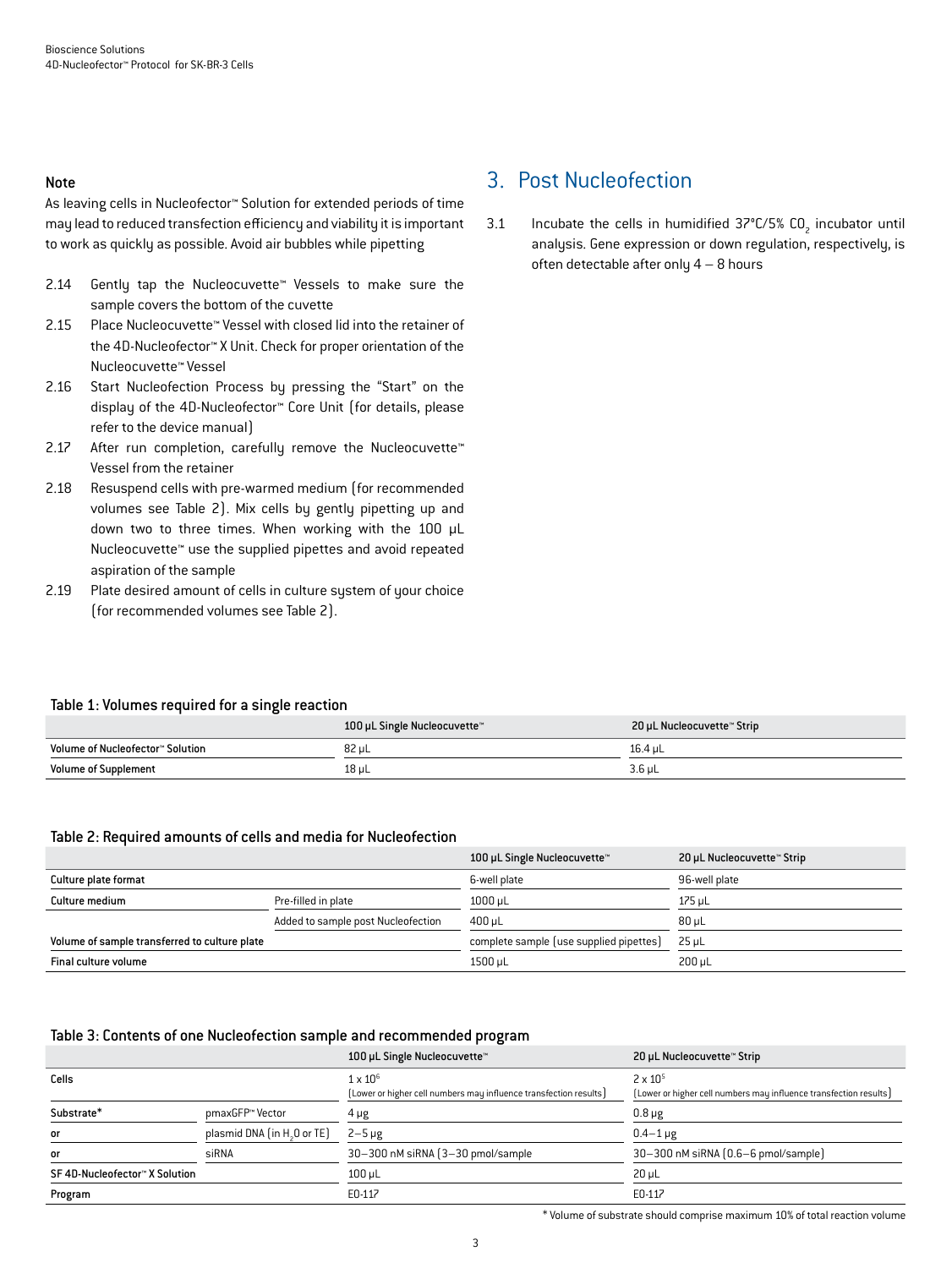**Note**

As leaving cells in Nucleofector™ Solution for extended periods of time may lead to reduced transfection efficiency and viability it is important to work as quickly as possible. Avoid air bubbles while pipetting

2.14 Gently tap the Nucleocuvette™ Vessels to make sure the sample covers the bottom of the cuvette

2.15 Place Nucleocuvette™ Vessel with closed lid into the retainer of the 4D-Nucleofector™ X Unit. Check for proper orientation of the Nucleocuvette™ Vessel

2.16 Start Nucleofection Process by pressing the "Start" on the display of the 4D-Nucleofector™ Core Unit (for details, please refer to the device manual)

2.17 After run completion, carefully remove the Nucleocuvette™ Vessel from the retainer

2.18 Resuspend cells with pre-warmed medium (for recommended volumes see Table 2). Mix cells by gently pipetting up and down two to three times. When working with the 100 µL Nucleocuvette™ use the supplied pipettes and avoid repeated aspiration of the sample

2.19 Plate desired amount of cells in culture system of your choice (for recommended volumes see Table 2).

## 3. Post Nucleofection

3.1 Incubate the cells in humidified 37°C/5% $CO_2$ incubator until analysis. Gene expression or down regulation, respectively, is often detectable after only 4 – 8 hours

**Table 1: Volumes required for a single reaction**

| | 100 µL Single Nucleocuvette™ | 20 µL Nucleocuvette™ Strip |
|---|---|---|
| Volume of Nucleofector™ Solution | 82 µL | 16.4 µL |
| Volume of Supplement | 18 µL | 3.6 µL |

**Table 2: Required amounts of cells and media for Nucleofection**

| | | 100 µL Single Nucleocuvette™ | 20 µL Nucleocuvette™ Strip |
|---|---|---|---|
| Culture plate format | | 6-well plate | 96-well plate |
| Culture medium | Pre-filled in plate | 1000 µL | 175 µL |
| | Added to sample post Nucleofection | 400 µL | 80 µL |
| Volume of sample transferred to culture plate | | complete sample (use supplied pipettes) | 25 µL |
| Final culture volume | | 1500 µL | 200 µL |

**Table 3: Contents of one Nucleofection sample and recommended program**

| | | 100 µL Single Nucleocuvette™ | 20 µL Nucleocuvette™ Strip |
|---|---|---|---|
| Cells | | $1 \times 10^6$ (Lower or higher cell numbers may influence transfection results) | $2 \times 10^5$ (Lower or higher cell numbers may influence transfection results) |
| Substrate* | pmaxGFP™ Vector | 4 µg | 0.8 µg |
| or | plasmid DNA (in $H_2O$ or TE) | 2–5 µg | 0.4–1 µg |
| or | siRNA | 30–300 nM siRNA (3–30 pmol/sample | 30–300 nM siRNA (0.6–6 pmol/sample) |
| SF 4D-Nucleofector™ X Solution | | 100 µL | 20 µL |
| Program | | EO-117 | EO-117 |

* Volume of substrate should comprise maximum 10% of total reaction volume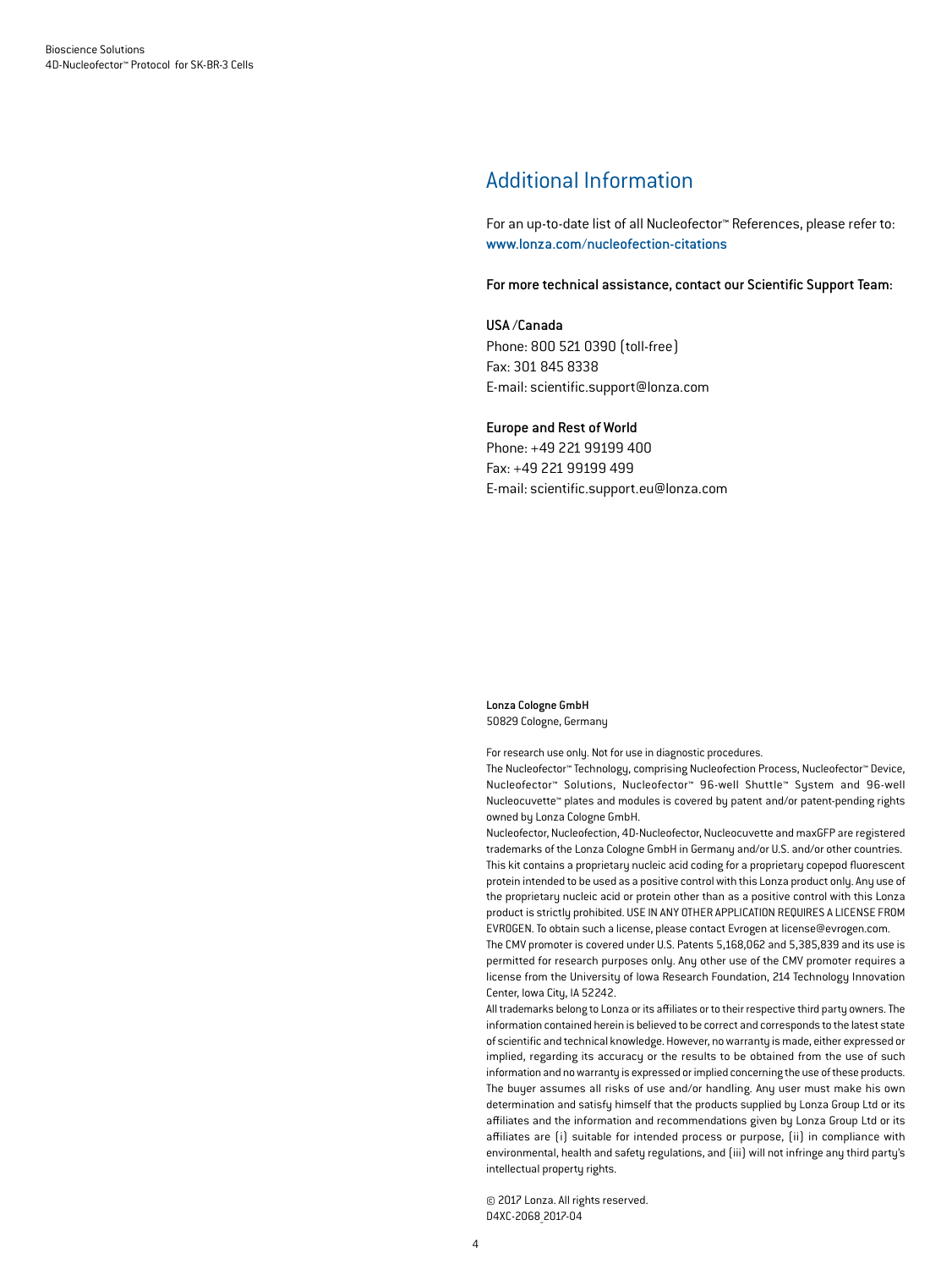## Additional Information

For an up-to-date list of all Nucleofector™ References, please refer to:
www.lonza.com/nucleofection-citations

**For more technical assistance, contact our Scientific Support Team:**

**USA /Canada**
Phone: 800 521 0390 (toll-free)
Fax: 301 845 8338
E-mail: scientific.support@lonza.com

**Europe and Rest of World**
Phone: +49 221 99199 400
Fax: +49 221 99199 499
E-mail: scientific.support.eu@lonza.com

**Lonza Cologne GmbH**
50829 Cologne, Germany

For research use only. Not for use in diagnostic procedures.
The Nucleofector™ Technology, comprising Nucleofection Process, Nucleofector™ Device, Nucleofector™ Solutions, Nucleofector™ 96-well Shuttle™ System and 96-well Nucleocuvette™ plates and modules is covered by patent and/or patent-pending rights owned by Lonza Cologne GmbH.
Nucleofector, Nucleofection, 4D-Nucleofector, Nucleocuvette and maxGFP are registered trademarks of the Lonza Cologne GmbH in Germany and/or U.S. and/or other countries.
This kit contains a proprietary nucleic acid coding for a proprietary copepod fluorescent protein intended to be used as a positive control with this Lonza product only. Any use of the proprietary nucleic acid or protein other than as a positive control with this Lonza product is strictly prohibited. USE IN ANY OTHER APPLICATION REQUIRES A LICENSE FROM EVROGEN. To obtain such a license, please contact Evrogen at license@evrogen.com.
The CMV promoter is covered under U.S. Patents 5,168,062 and 5,385,839 and its use is permitted for research purposes only. Any other use of the CMV promoter requires a license from the University of Iowa Research Foundation, 214 Technology Innovation Center, Iowa City, IA 52242.
All trademarks belong to Lonza or its affiliates or to their respective third party owners. The information contained herein is believed to be correct and corresponds to the latest state of scientific and technical knowledge. However, no warranty is made, either expressed or implied, regarding its accuracy or the results to be obtained from the use of such information and no warranty is expressed or implied concerning the use of these products. The buyer assumes all risks of use and/or handling. Any user must make his own determination and satisfy himself that the products supplied by Lonza Group Ltd or its affiliates and the information and recommendations given by Lonza Group Ltd or its affiliates are (i) suitable for intended process or purpose, (ii) in compliance with environmental, health and safety regulations, and (iii) will not infringe any third party's intellectual property rights.

© 2017 Lonza. All rights reserved.
D4XC-2068_2017-04